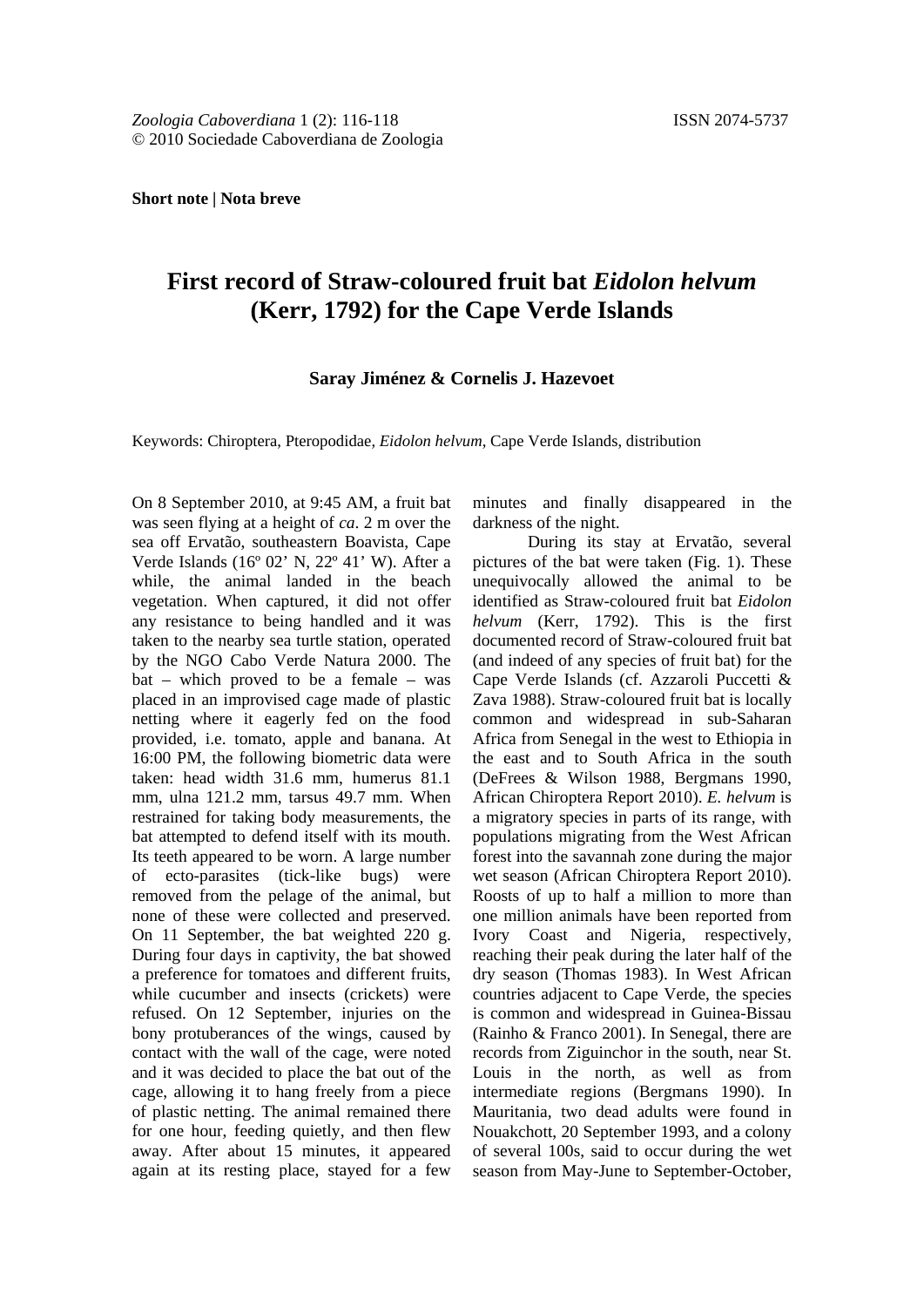**Short note | Nota breve**

# First record of Straw-coloured fruit bat *Eidolon helvum* (Kerr, 1792) for the Cape Verde Islands

**Saray Jiménez & Cornelis J. Hazevoet**

Keywords: Chiroptera, Pteropodidae, *Eidolon helvum*, Cape Verde Islands, distribution

On 8 September 2010, at 9:45 AM, a fruit bat was seen flying at a height of *ca*. 2 m over the sea off Ervatão, southeastern Boavista, Cape Verde Islands (16º 02' N, 22º 41' W). After a while, the animal landed in the beach vegetation. When captured, it did not offer any resistance to being handled and it was taken to the nearby sea turtle station, operated by the NGO Cabo Verde Natura 2000. The bat – which proved to be a female – was placed in an improvised cage made of plastic netting where it eagerly fed on the food provided, i.e. tomato, apple and banana. At 16:00 PM, the following biometric data were taken: head width 31.6 mm, humerus 81.1 mm, ulna 121.2 mm, tarsus 49.7 mm. When restrained for taking body measurements, the bat attempted to defend itself with its mouth. Its teeth appeared to be worn. A large number of ecto-parasites (tick-like bugs) were removed from the pelage of the animal, but none of these were collected and preserved. On 11 September, the bat weighted 220 g. During four days in captivity, the bat showed a preference for tomatoes and different fruits, while cucumber and insects (crickets) were refused. On 12 September, injuries on the bony protuberances of the wings, caused by contact with the wall of the cage, were noted and it was decided to place the bat out of the cage, allowing it to hang freely from a piece of plastic netting. The animal remained there for one hour, feeding quietly, and then flew away. After about 15 minutes, it appeared again at its resting place, stayed for a few minutes and finally disappeared in the darkness of the night.

During its stay at Ervatão, several pictures of the bat were taken (Fig. 1). These unequivocally allowed the animal to be identified as Straw-coloured fruit bat *Eidolon helvum* (Kerr, 1792). This is the first documented record of Straw-coloured fruit bat (and indeed of any species of fruit bat) for the Cape Verde Islands (cf. Azzaroli Puccetti & Zava 1988). Straw-coloured fruit bat is locally common and widespread in sub-Saharan Africa from Senegal in the west to Ethiopia in the east and to South Africa in the south (DeFrees & Wilson 1988, Bergmans 1990, African Chiroptera Report 2010). *E. helvum* is a migratory species in parts of its range, with populations migrating from the West African forest into the savannah zone during the major wet season (African Chiroptera Report 2010). Roosts of up to half a million to more than one million animals have been reported from Ivory Coast and Nigeria, respectively, reaching their peak during the later half of the dry season (Thomas 1983). In West African countries adjacent to Cape Verde, the species is common and widespread in Guinea-Bissau (Rainho & Franco 2001). In Senegal, there are records from Ziguinchor in the south, near St. Louis in the north, as well as from intermediate regions (Bergmans 1990). In Mauritania, two dead adults were found in Nouakchott, 20 September 1993, and a colony of several 100s, said to occur during the wet season from May-June to September-October,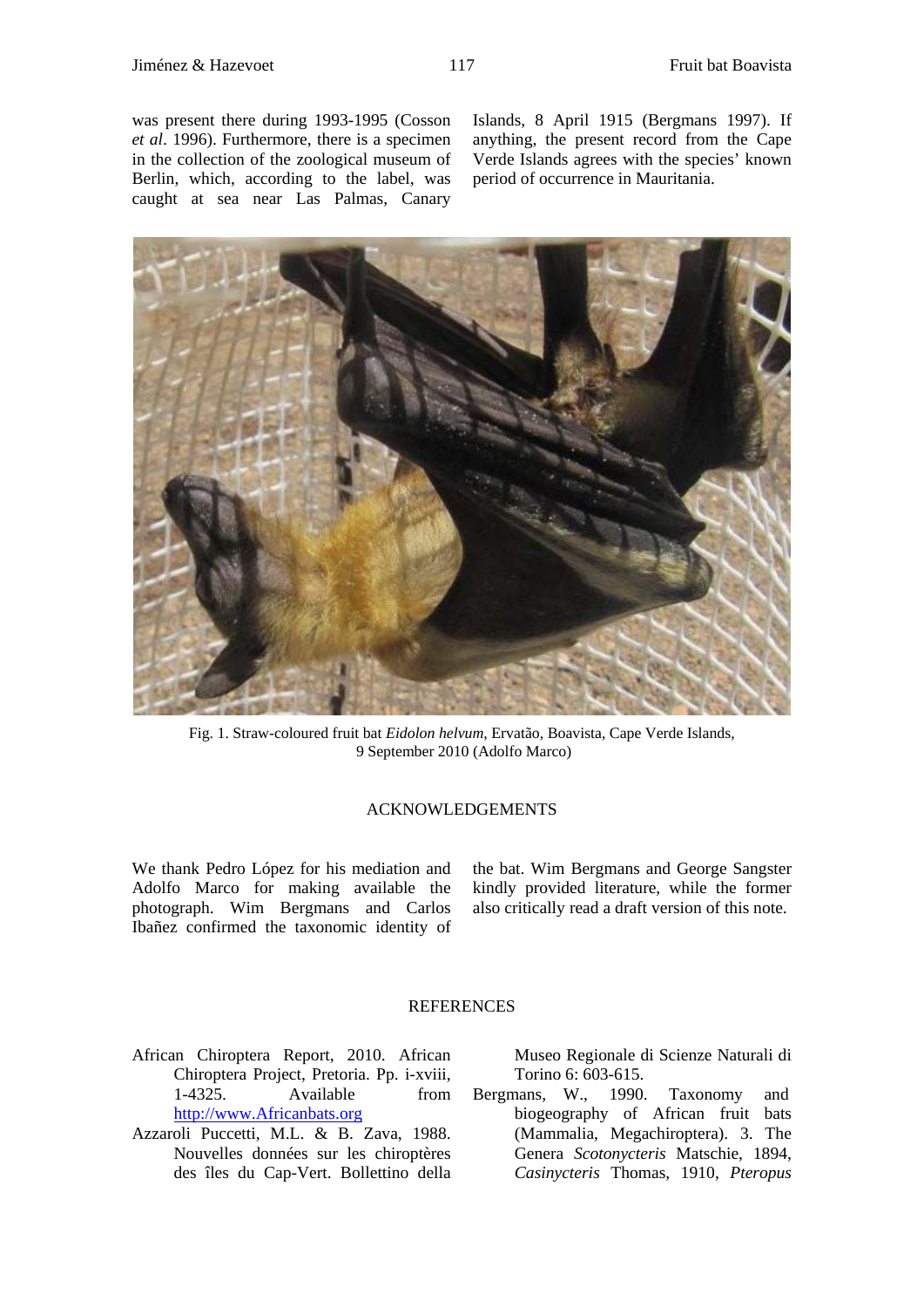was present there during 1993-1995 (Cosson *et al*. 1996). Furthermore, there is a specimen in the collection of the zoological museum of Berlin, which, according to the label, was caught at sea near Las Palmas, Canary Islands, 8 April 1915 (Bergmans 1997). If anything, the present record from the Cape Verde Islands agrees with the species' known period of occurrence in Mauritania.

Fig. 1. Straw-coloured fruit bat *Eidolon helvum*, Ervatão, Boavista, Cape Verde Islands, 9 September 2010 (Adolfo Marco)

## ACKNOWLEDGEMENTS

We thank Pedro López for his mediation and Adolfo Marco for making available the photograph. Wim Bergmans and Carlos Ibañez confirmed the taxonomic identity of the bat. Wim Bergmans and George Sangster kindly provided literature, while the former also critically read a draft version of this note.

## REFERENCES

African Chiroptera Report, 2010. African Chiroptera Project, Pretoria. Pp. i-xviii, 1-4325. Available from http://www.Africanbats.org

Azzaroli Puccetti, M.L. & B. Zava, 1988. Nouvelles données sur les chiroptères des îles du Cap-Vert. Bollettino della Museo Regionale di Scienze Naturali di Torino 6: 603-615.

Bergmans, W., 1990. Taxonomy and biogeography of African fruit bats (Mammalia, Megachiroptera). 3. The Genera *Scotonycteris* Matschie, 1894, *Casinycteris* Thomas, 1910, *Pteropus*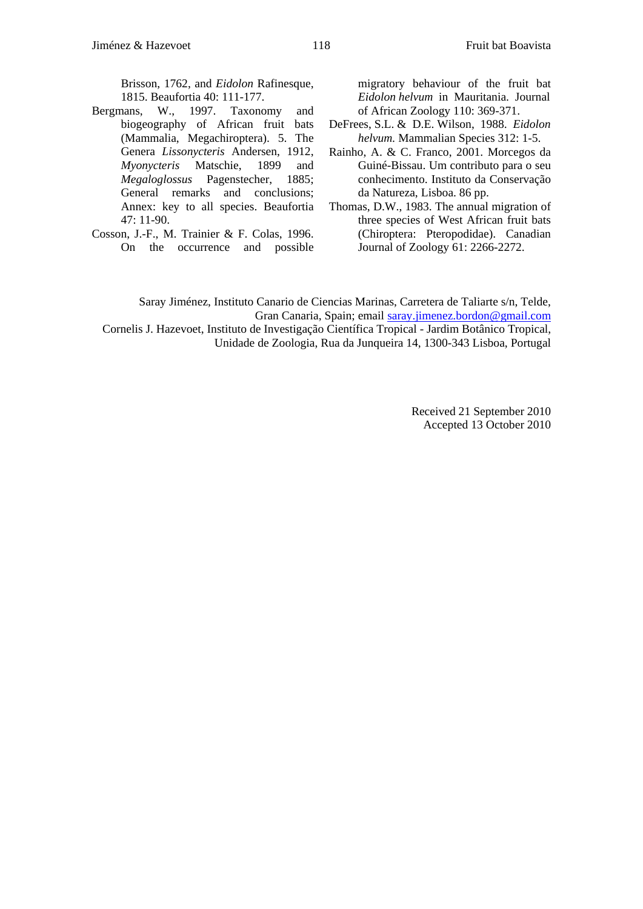Brisson, 1762, and *Eidolon* Rafinesque, 1815. Beaufortia 40: 111-177.

Bergmans, W., 1997. Taxonomy and biogeography of African fruit bats (Mammalia, Megachiroptera). 5. The Genera *Lissonycteris* Andersen, 1912, *Myonycteris* Matschie, 1899 and *Megaloglossus* Pagenstecher, 1885; General remarks and conclusions; Annex: key to all species. Beaufortia 47: 11-90.

Cosson, J.-F., M. Trainier & F. Colas, 1996. On the occurrence and possible migratory behaviour of the fruit bat *Eidolon helvum* in Mauritania. Journal of African Zoology 110: 369-371.

DeFrees, S.L. & D.E. Wilson, 1988. *Eidolon helvum.* Mammalian Species 312: 1-5.

Rainho, A. & C. Franco, 2001. Morcegos da Guiné-Bissau. Um contributo para o seu conhecimento. Instituto da Conservação da Natureza, Lisboa. 86 pp.

Thomas, D.W., 1983. The annual migration of three species of West African fruit bats (Chiroptera: Pteropodidae). Canadian Journal of Zoology 61: 2266-2272.

Saray Jiménez, Instituto Canario de Ciencias Marinas, Carretera de Taliarte s/n, Telde, Gran Canaria, Spain; email saray.jimenez.bordon@gmail.com

Cornelis J. Hazevoet, Instituto de Investigação Científica Tropical - Jardim Botânico Tropical, Unidade de Zoologia, Rua da Junqueira 14, 1300-343 Lisboa, Portugal

Received 21 September 2010
Accepted 13 October 2010